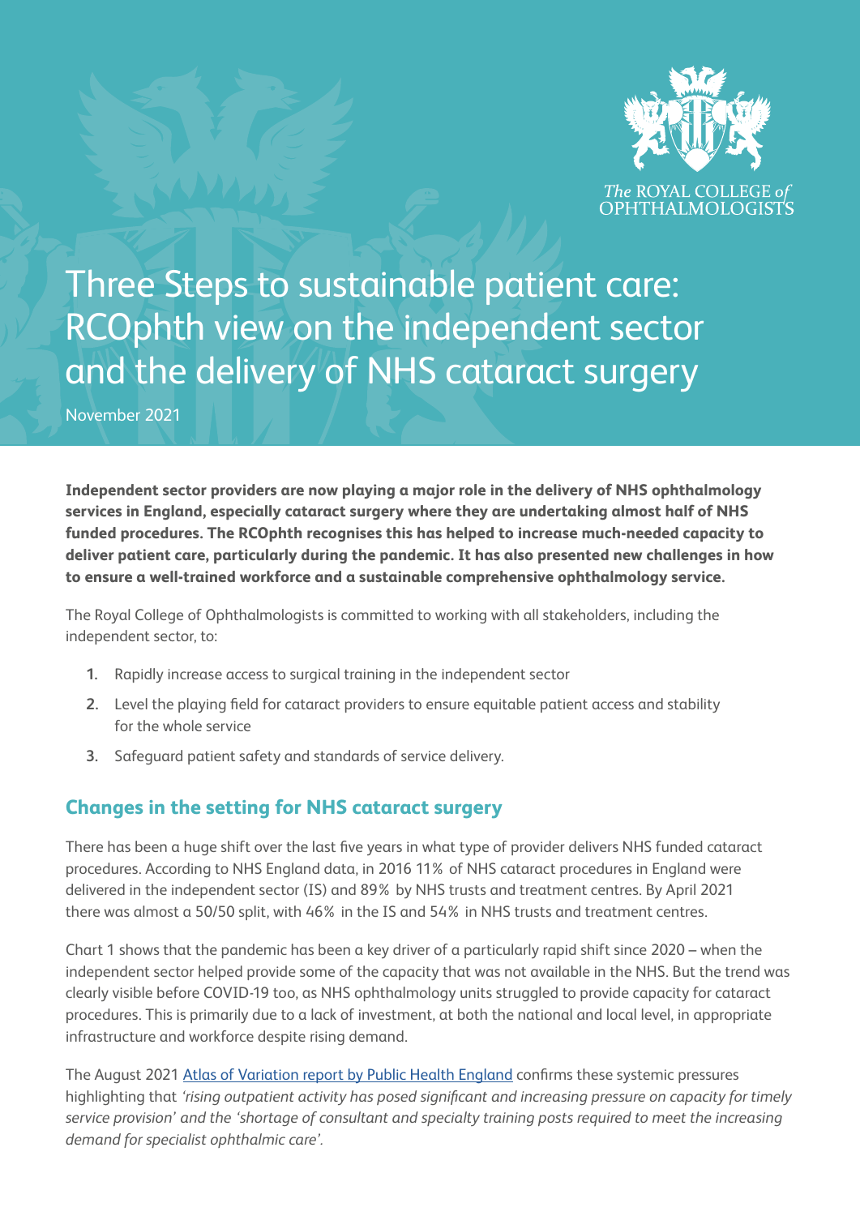The ROYAL COLLEGE of OPHTHALMOLOGISTS

# Three Steps to sustainable patient care: RCOphth view on the independent sector and the delivery of NHS cataract surgery

November 2021

**Independent sector providers are now playing a major role in the delivery of NHS ophthalmology services in England, especially cataract surgery where they are undertaking almost half of NHS funded procedures. The RCOphth recognises this has helped to increase much-needed capacity to deliver patient care, particularly during the pandemic. It has also presented new challenges in how to ensure a well-trained workforce and a sustainable comprehensive ophthalmology service.**

The Royal College of Ophthalmologists is committed to working with all stakeholders, including the independent sector, to:

1. Rapidly increase access to surgical training in the independent sector
2. Level the playing field for cataract providers to ensure equitable patient access and stability for the whole service
3. Safeguard patient safety and standards of service delivery.

## Changes in the setting for NHS cataract surgery

There has been a huge shift over the last five years in what type of provider delivers NHS funded cataract procedures. According to NHS England data, in 2016 11% of NHS cataract procedures in England were delivered in the independent sector (IS) and 89% by NHS trusts and treatment centres. By April 2021 there was almost a 50/50 split, with 46% in the IS and 54% in NHS trusts and treatment centres.

Chart 1 shows that the pandemic has been a key driver of a particularly rapid shift since 2020 – when the independent sector helped provide some of the capacity that was not available in the NHS. But the trend was clearly visible before COVID-19 too, as NHS ophthalmology units struggled to provide capacity for cataract procedures. This is primarily due to a lack of investment, at both the national and local level, in appropriate infrastructure and workforce despite rising demand.

The August 2021 Atlas of Variation report by Public Health England confirms these systemic pressures highlighting that *'rising outpatient activity has posed significant and increasing pressure on capacity for timely service provision'* and the *'shortage of consultant and specialty training posts required to meet the increasing demand for specialist ophthalmic care'.*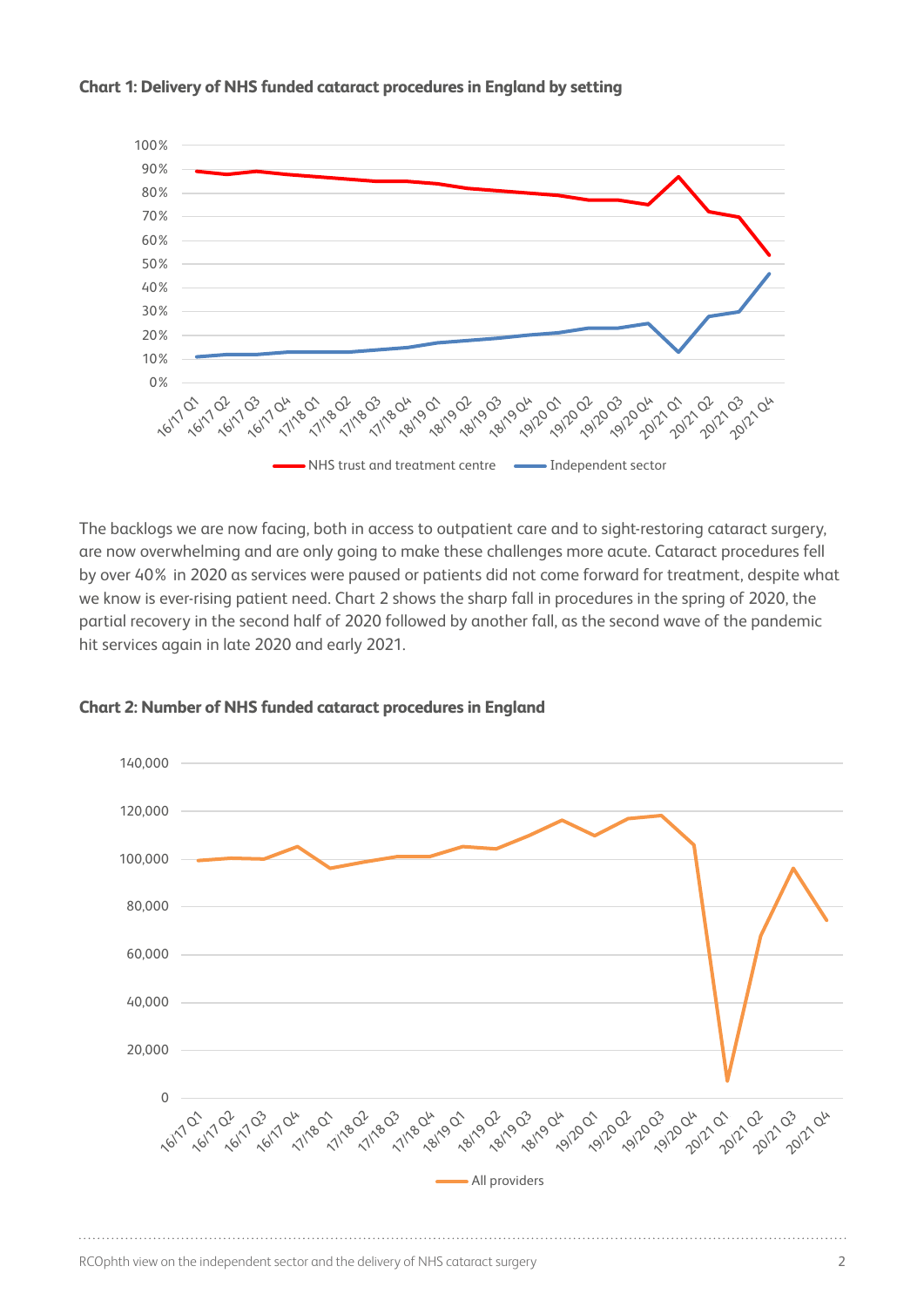**Chart 1: Delivery of NHS funded cataract procedures in England by setting**

The backlogs we are now facing, both in access to outpatient care and to sight-restoring cataract surgery, are now overwhelming and are only going to make these challenges more acute. Cataract procedures fell by over 40% in 2020 as services were paused or patients did not come forward for treatment, despite what we know is ever-rising patient need. Chart 2 shows the sharp fall in procedures in the spring of 2020, the partial recovery in the second half of 2020 followed by another fall, as the second wave of the pandemic hit services again in late 2020 and early 2021.

**Chart 2: Number of NHS funded cataract procedures in England**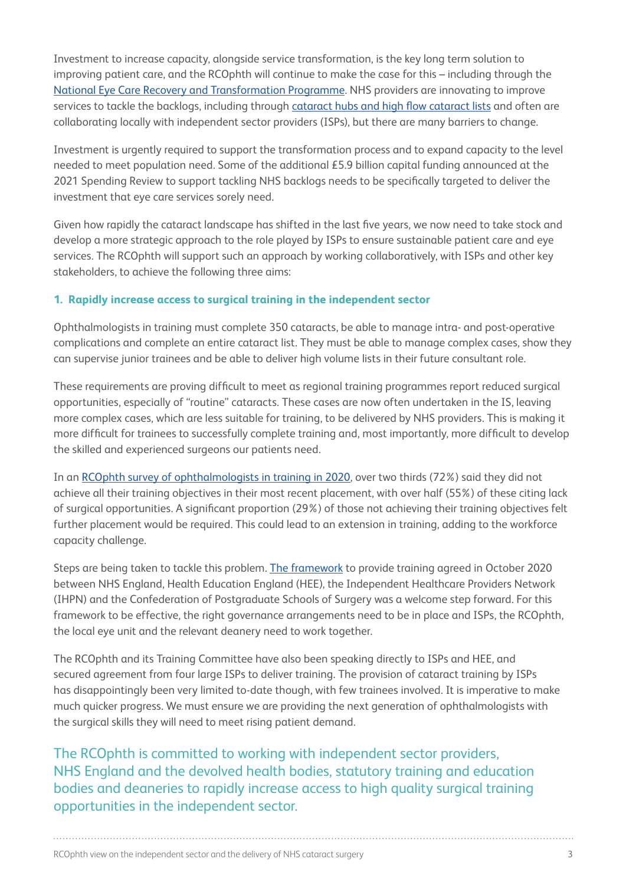Investment to increase capacity, alongside service transformation, is the key long term solution to improving patient care, and the RCOphth will continue to make the case for this – including through the National Eye Care Recovery and Transformation Programme. NHS providers are innovating to improve services to tackle the backlogs, including through cataract hubs and high flow cataract lists and often are collaborating locally with independent sector providers (ISPs), but there are many barriers to change.

Investment is urgently required to support the transformation process and to expand capacity to the level needed to meet population need. Some of the additional £5.9 billion capital funding announced at the 2021 Spending Review to support tackling NHS backlogs needs to be specifically targeted to deliver the investment that eye care services sorely need.

Given how rapidly the cataract landscape has shifted in the last five years, we now need to take stock and develop a more strategic approach to the role played by ISPs to ensure sustainable patient care and eye services. The RCOphth will support such an approach by working collaboratively, with ISPs and other key stakeholders, to achieve the following three aims:

### 1. Rapidly increase access to surgical training in the independent sector

Ophthalmologists in training must complete 350 cataracts, be able to manage intra- and post-operative complications and complete an entire cataract list. They must be able to manage complex cases, show they can supervise junior trainees and be able to deliver high volume lists in their future consultant role.

These requirements are proving difficult to meet as regional training programmes report reduced surgical opportunities, especially of "routine" cataracts. These cases are now often undertaken in the IS, leaving more complex cases, which are less suitable for training, to be delivered by NHS providers. This is making it more difficult for trainees to successfully complete training and, most importantly, more difficult to develop the skilled and experienced surgeons our patients need.

In an RCOphth survey of ophthalmologists in training in 2020, over two thirds (72%) said they did not achieve all their training objectives in their most recent placement, with over half (55%) of these citing lack of surgical opportunities. A significant proportion (29%) of those not achieving their training objectives felt further placement would be required. This could lead to an extension in training, adding to the workforce capacity challenge.

Steps are being taken to tackle this problem. The framework to provide training agreed in October 2020 between NHS England, Health Education England (HEE), the Independent Healthcare Providers Network (IHPN) and the Confederation of Postgraduate Schools of Surgery was a welcome step forward. For this framework to be effective, the right governance arrangements need to be in place and ISPs, the RCOphth, the local eye unit and the relevant deanery need to work together.

The RCOphth and its Training Committee have also been speaking directly to ISPs and HEE, and secured agreement from four large ISPs to deliver training. The provision of cataract training by ISPs has disappointingly been very limited to-date though, with few trainees involved. It is imperative to make much quicker progress. We must ensure we are providing the next generation of ophthalmologists with the surgical skills they will need to meet rising patient demand.

The RCOphth is committed to working with independent sector providers, NHS England and the devolved health bodies, statutory training and education bodies and deaneries to rapidly increase access to high quality surgical training opportunities in the independent sector.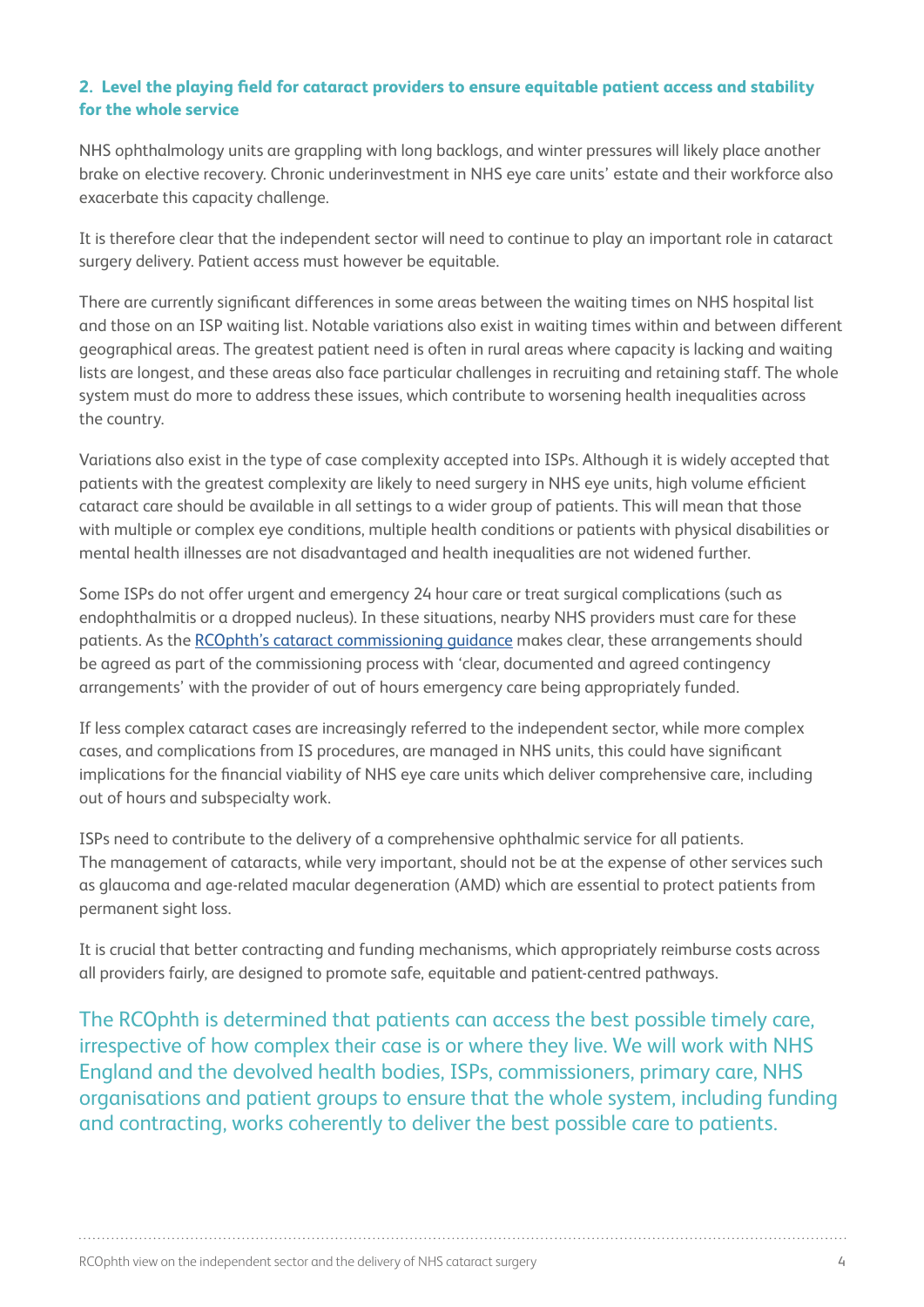## 2. Level the playing field for cataract providers to ensure equitable patient access and stability for the whole service

NHS ophthalmology units are grappling with long backlogs, and winter pressures will likely place another brake on elective recovery. Chronic underinvestment in NHS eye care units' estate and their workforce also exacerbate this capacity challenge.

It is therefore clear that the independent sector will need to continue to play an important role in cataract surgery delivery. Patient access must however be equitable.

There are currently significant differences in some areas between the waiting times on NHS hospital list and those on an ISP waiting list. Notable variations also exist in waiting times within and between different geographical areas. The greatest patient need is often in rural areas where capacity is lacking and waiting lists are longest, and these areas also face particular challenges in recruiting and retaining staff. The whole system must do more to address these issues, which contribute to worsening health inequalities across the country.

Variations also exist in the type of case complexity accepted into ISPs. Although it is widely accepted that patients with the greatest complexity are likely to need surgery in NHS eye units, high volume efficient cataract care should be available in all settings to a wider group of patients. This will mean that those with multiple or complex eye conditions, multiple health conditions or patients with physical disabilities or mental health illnesses are not disadvantaged and health inequalities are not widened further.

Some ISPs do not offer urgent and emergency 24 hour care or treat surgical complications (such as endophthalmitis or a dropped nucleus). In these situations, nearby NHS providers must care for these patients. As the RCOphth's cataract commissioning guidance makes clear, these arrangements should be agreed as part of the commissioning process with 'clear, documented and agreed contingency arrangements' with the provider of out of hours emergency care being appropriately funded.

If less complex cataract cases are increasingly referred to the independent sector, while more complex cases, and complications from IS procedures, are managed in NHS units, this could have significant implications for the financial viability of NHS eye care units which deliver comprehensive care, including out of hours and subspecialty work.

ISPs need to contribute to the delivery of a comprehensive ophthalmic service for all patients. The management of cataracts, while very important, should not be at the expense of other services such as glaucoma and age-related macular degeneration (AMD) which are essential to protect patients from permanent sight loss.

It is crucial that better contracting and funding mechanisms, which appropriately reimburse costs across all providers fairly, are designed to promote safe, equitable and patient-centred pathways.

The RCOphth is determined that patients can access the best possible timely care, irrespective of how complex their case is or where they live. We will work with NHS England and the devolved health bodies, ISPs, commissioners, primary care, NHS organisations and patient groups to ensure that the whole system, including funding and contracting, works coherently to deliver the best possible care to patients.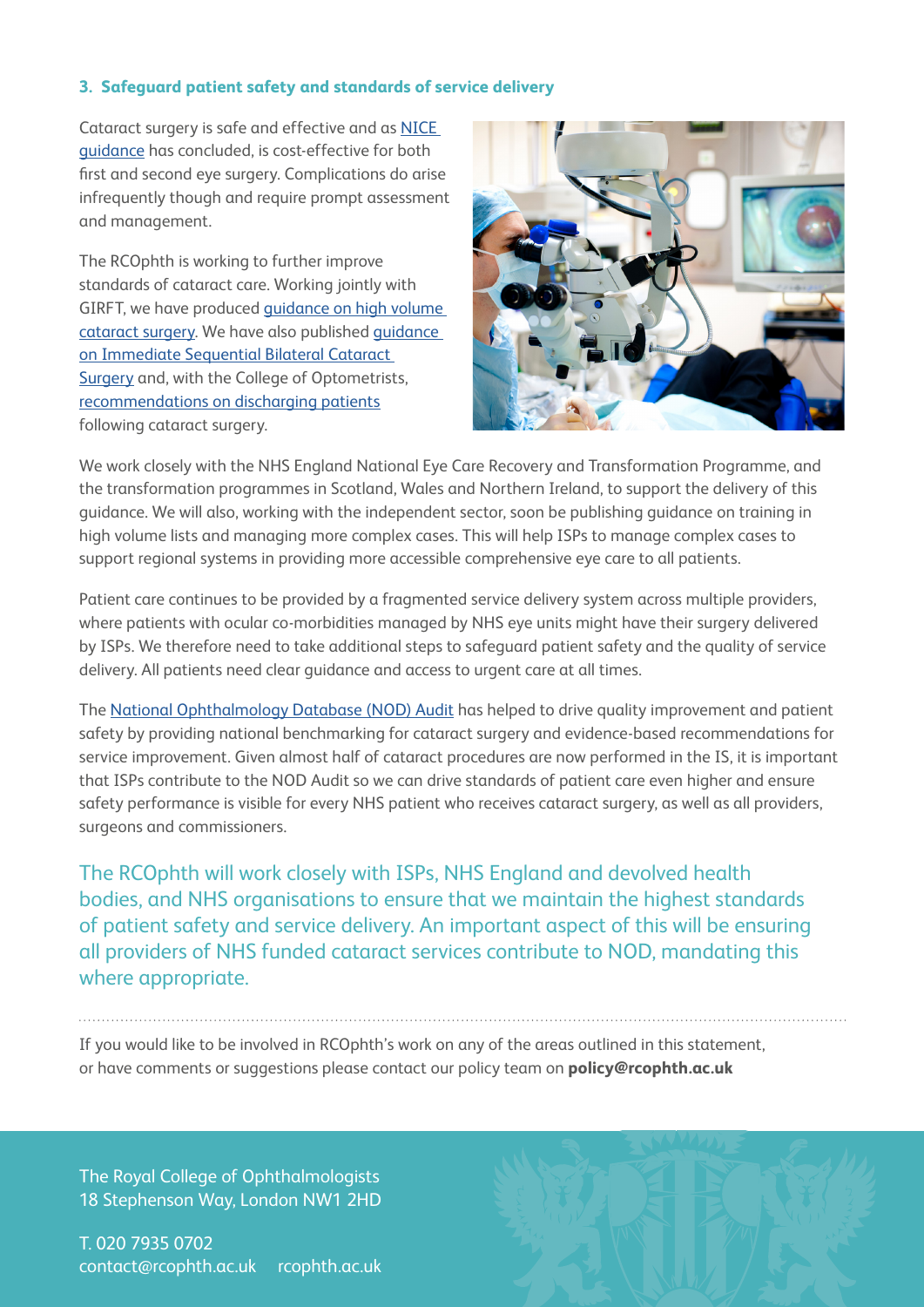### 3. Safeguard patient safety and standards of service delivery

Cataract surgery is safe and effective and as NICE guidance has concluded, is cost-effective for both first and second eye surgery. Complications do arise infrequently though and require prompt assessment and management.

The RCOphth is working to further improve standards of cataract care. Working jointly with GIRFT, we have produced guidance on high volume cataract surgery. We have also published guidance on Immediate Sequential Bilateral Cataract Surgery and, with the College of Optometrists, recommendations on discharging patients following cataract surgery.

We work closely with the NHS England National Eye Care Recovery and Transformation Programme, and the transformation programmes in Scotland, Wales and Northern Ireland, to support the delivery of this guidance. We will also, working with the independent sector, soon be publishing guidance on training in high volume lists and managing more complex cases. This will help ISPs to manage complex cases to support regional systems in providing more accessible comprehensive eye care to all patients.

Patient care continues to be provided by a fragmented service delivery system across multiple providers, where patients with ocular co-morbidities managed by NHS eye units might have their surgery delivered by ISPs. We therefore need to take additional steps to safeguard patient safety and the quality of service delivery. All patients need clear guidance and access to urgent care at all times.

The National Ophthalmology Database (NOD) Audit has helped to drive quality improvement and patient safety by providing national benchmarking for cataract surgery and evidence-based recommendations for service improvement. Given almost half of cataract procedures are now performed in the IS, it is important that ISPs contribute to the NOD Audit so we can drive standards of patient care even higher and ensure safety performance is visible for every NHS patient who receives cataract surgery, as well as all providers, surgeons and commissioners.

The RCOphth will work closely with ISPs, NHS England and devolved health bodies, and NHS organisations to ensure that we maintain the highest standards of patient safety and service delivery. An important aspect of this will be ensuring all providers of NHS funded cataract services contribute to NOD, mandating this where appropriate.

---

If you would like to be involved in RCOphth's work on any of the areas outlined in this statement, or have comments or suggestions please contact our policy team on **policy@rcophth.ac.uk**

The Royal College of Ophthalmologists
18 Stephenson Way, London NW1 2HD

T. 020 7935 0702
contact@rcophth.ac.uk rcophth.ac.uk